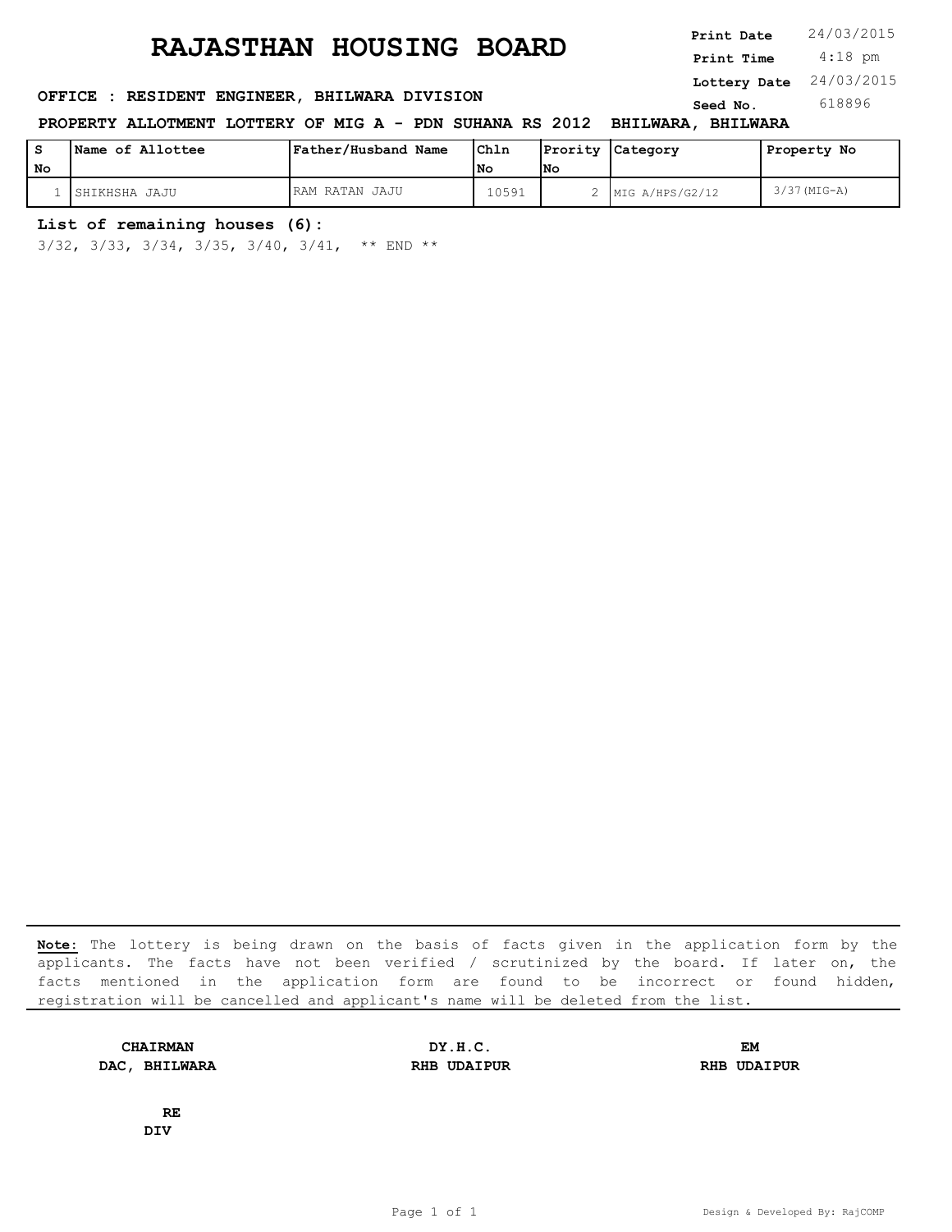# RAJASTHAN HOUSING BOARD

**Print Date** 24/03/2015
**Print Time** 4:18 pm
**Lottery Date** 24/03/2015
**Seed No.** 618896

**OFFICE : RESIDENT ENGINEER, BHILWARA DIVISION**

**PROPERTY ALLOTMENT LOTTERY OF MIG A - PDN SUHANA RS 2012 BHILWARA, BHILWARA**

| S No | Name of Allottee | Father/Husband Name | Chln No | Prority No | Category | Property No |
|---|---|---|---|---|---|---|
| 1 | SHIKHSHA JAJU | RAM RATAN JAJU | 10591 | 2 | MIG A/HPS/G2/12 | 3/37(MIG-A) |

**List of remaining houses (6):**

3/32, 3/33, 3/34, 3/35, 3/40, 3/41, ** END **

**Note:** The lottery is being drawn on the basis of facts given in the application form by the applicants. The facts have not been verified / scrutinized by the board. If later on, the facts mentioned in the application form are found to be incorrect or found hidden, registration will be cancelled and applicant's name will be deleted from the list.

**CHAIRMAN**
**DAC, BHILWARA**

**DY.H.C.**
**RHB UDAIPUR**

**EM**
**RHB UDAIPUR**

**RE**
**DIV**

Design & Developed By: RajCOMP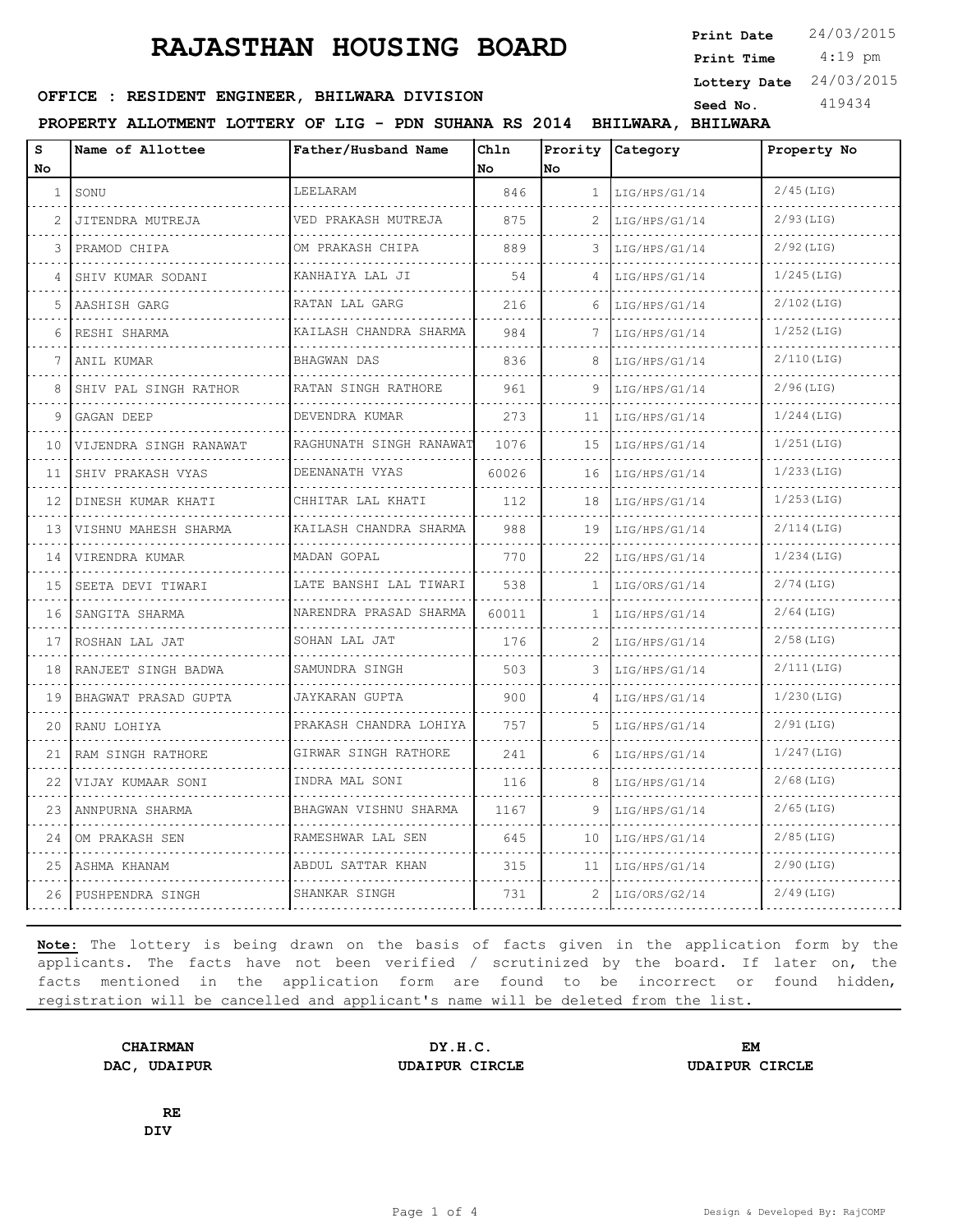# RAJASTHAN HOUSING BOARD

**Print Date** 24/03/2015
**Print Time** 4:19 pm
**Lottery Date** 24/03/2015
**Seed No.** 419434

**OFFICE : RESIDENT ENGINEER, BHILWARA DIVISION**

**PROPERTY ALLOTMENT LOTTERY OF LIG - PDN SUHANA RS 2014 BHILWARA, BHILWARA**

| S No | Name of Allottee | Father/Husband Name | Chln No | Prority No | Category | Property No |
|---|---|---|---|---|---|---|
| 1 | SONU | LEELARAM | 846 | 1 | LIG/HPS/G1/14 | 2/45(LIG) |
| 2 | JITENDRA MUTREJA | VED PRAKASH MUTREJA | 875 | 2 | LIG/HPS/G1/14 | 2/93(LIG) |
| 3 | PRAMOD CHIPA | OM PRAKASH CHIPA | 889 | 3 | LIG/HPS/G1/14 | 2/92(LIG) |
| 4 | SHIV KUMAR SODANI | KANHAIYA LAL JI | 54 | 4 | LIG/HPS/G1/14 | 1/245(LIG) |
| 5 | AASHISH GARG | RATAN LAL GARG | 216 | 6 | LIG/HPS/G1/14 | 2/102(LIG) |
| 6 | RESHI SHARMA | KAILASH CHANDRA SHARMA | 984 | 7 | LIG/HPS/G1/14 | 1/252(LIG) |
| 7 | ANIL KUMAR | BHAGWAN DAS | 836 | 8 | LIG/HPS/G1/14 | 2/110(LIG) |
| 8 | SHIV PAL SINGH RATHOR | RATAN SINGH RATHORE | 961 | 9 | LIG/HPS/G1/14 | 2/96(LIG) |
| 9 | GAGAN DEEP | DEVENDRA KUMAR | 273 | 11 | LIG/HPS/G1/14 | 1/244(LIG) |
| 10 | VIJENDRA SINGH RANAWAT | RAGHUNATH SINGH RANAWAT | 1076 | 15 | LIG/HPS/G1/14 | 1/251(LIG) |
| 11 | SHIV PRAKASH VYAS | DEENANATH VYAS | 60026 | 16 | LIG/HPS/G1/14 | 1/233(LIG) |
| 12 | DINESH KUMAR KHATI | CHHITAR LAL KHATI | 112 | 18 | LIG/HPS/G1/14 | 1/253(LIG) |
| 13 | VISHNU MAHESH SHARMA | KAILASH CHANDRA SHARMA | 988 | 19 | LIG/HPS/G1/14 | 2/114(LIG) |
| 14 | VIRENDRA KUMAR | MADAN GOPAL | 770 | 22 | LIG/HPS/G1/14 | 1/234(LIG) |
| 15 | SEETA DEVI TIWARI | LATE BANSHI LAL TIWARI | 538 | 1 | LIG/ORS/G1/14 | 2/74(LIG) |
| 16 | SANGITA SHARMA | NARENDRA PRASAD SHARMA | 60011 | 1 | LIG/HPS/G1/14 | 2/64(LIG) |
| 17 | ROSHAN LAL JAT | SOHAN LAL JAT | 176 | 2 | LIG/HPS/G1/14 | 2/58(LIG) |
| 18 | RANJEET SINGH BADWA | SAMUNDRA SINGH | 503 | 3 | LIG/HPS/G1/14 | 2/111(LIG) |
| 19 | BHAGWAT PRASAD GUPTA | JAYKARAN GUPTA | 900 | 4 | LIG/HPS/G1/14 | 1/230(LIG) |
| 20 | RANU LOHIYA | PRAKASH CHANDRA LOHIYA | 757 | 5 | LIG/HPS/G1/14 | 2/91(LIG) |
| 21 | RAM SINGH RATHORE | GIRWAR SINGH RATHORE | 241 | 6 | LIG/HPS/G1/14 | 1/247(LIG) |
| 22 | VIJAY KUMAAR SONI | INDRA MAL SONI | 116 | 8 | LIG/HPS/G1/14 | 2/68(LIG) |
| 23 | ANNPURNA SHARMA | BHAGWAN VISHNU SHARMA | 1167 | 9 | LIG/HPS/G1/14 | 2/65(LIG) |
| 24 | OM PRAKASH SEN | RAMESHWAR LAL SEN | 645 | 10 | LIG/HPS/G1/14 | 2/85(LIG) |
| 25 | ASHMA KHANAM | ABDUL SATTAR KHAN | 315 | 11 | LIG/HPS/G1/14 | 2/90(LIG) |
| 26 | PUSHPENDRA SINGH | SHANKAR SINGH | 731 | 2 | LIG/ORS/G2/14 | 2/49(LIG) |

**Note:** The lottery is being drawn on the basis of facts given in the application form by the applicants. The facts have not been verified / scrutinized by the board. If later on, the facts mentioned in the application form are found to be incorrect or found hidden, registration will be cancelled and applicant's name will be deleted from the list.

**CHAIRMAN**
**DAC, UDAIPUR**

**DY.H.C.**
**UDAIPUR CIRCLE**

**EM**
**UDAIPUR CIRCLE**

**RE**
**DIV**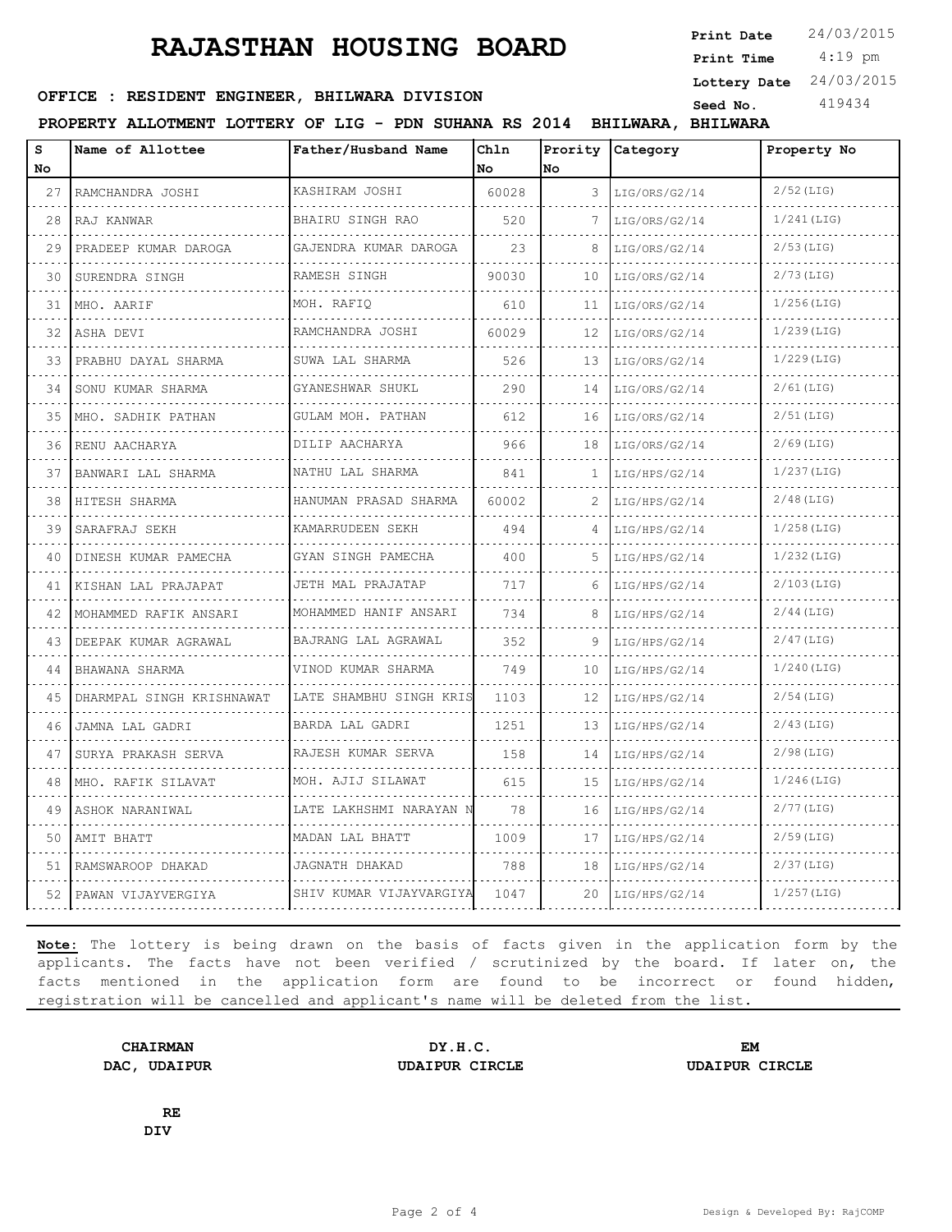# RAJASTHAN HOUSING BOARD

**Print Date** 24/03/2015
**Print Time** 4:19 pm
**Lottery Date** 24/03/2015
**Seed No.** 419434

**OFFICE : RESIDENT ENGINEER, BHILWARA DIVISION**

**PROPERTY ALLOTMENT LOTTERY OF LIG - PDN SUHANA RS 2014 BHILWARA, BHILWARA**

| S No | Name of Allottee | Father/Husband Name | Chln No | Prority No | Category | Property No |
|---|---|---|---|---|---|---|
| 27 | RAMCHANDRA JOSHI | KASHIRAM JOSHI | 60028 | 3 | LIG/ORS/G2/14 | 2/52(LIG) |
| 28 | RAJ KANWAR | BHAIRU SINGH RAO | 520 | 7 | LIG/ORS/G2/14 | 1/241(LIG) |
| 29 | PRADEEP KUMAR DAROGA | GAJENDRA KUMAR DAROGA | 23 | 8 | LIG/ORS/G2/14 | 2/53(LIG) |
| 30 | SURENDRA SINGH | RAMESH SINGH | 90030 | 10 | LIG/ORS/G2/14 | 2/73(LIG) |
| 31 | MHO. AARIF | MOH. RAFIQ | 610 | 11 | LIG/ORS/G2/14 | 1/256(LIG) |
| 32 | ASHA DEVI | RAMCHANDRA JOSHI | 60029 | 12 | LIG/ORS/G2/14 | 1/239(LIG) |
| 33 | PRABHU DAYAL SHARMA | SUWA LAL SHARMA | 526 | 13 | LIG/ORS/G2/14 | 1/229(LIG) |
| 34 | SONU KUMAR SHARMA | GYANESHWAR SHUKL | 290 | 14 | LIG/ORS/G2/14 | 2/61(LIG) |
| 35 | MHO. SADHIK PATHAN | GULAM MOH. PATHAN | 612 | 16 | LIG/ORS/G2/14 | 2/51(LIG) |
| 36 | RENU AACHARYA | DILIP AACHARYA | 966 | 18 | LIG/ORS/G2/14 | 2/69(LIG) |
| 37 | BANWARI LAL SHARMA | NATHU LAL SHARMA | 841 | 1 | LIG/HPS/G2/14 | 1/237(LIG) |
| 38 | HITESH SHARMA | HANUMAN PRASAD SHARMA | 60002 | 2 | LIG/HPS/G2/14 | 2/48(LIG) |
| 39 | SARAFRAJ SEKH | KAMARRUDEEN SEKH | 494 | 4 | LIG/HPS/G2/14 | 1/258(LIG) |
| 40 | DINESH KUMAR PAMECHA | GYAN SINGH PAMECHA | 400 | 5 | LIG/HPS/G2/14 | 1/232(LIG) |
| 41 | KISHAN LAL PRAJAPAT | JETH MAL PRAJATAP | 717 | 6 | LIG/HPS/G2/14 | 2/103(LIG) |
| 42 | MOHAMMED RAFIK ANSARI | MOHAMMED HANIF ANSARI | 734 | 8 | LIG/HPS/G2/14 | 2/44(LIG) |
| 43 | DEEPAK KUMAR AGRAWAL | BAJRANG LAL AGRAWAL | 352 | 9 | LIG/HPS/G2/14 | 2/47(LIG) |
| 44 | BHAWANA SHARMA | VINOD KUMAR SHARMA | 749 | 10 | LIG/HPS/G2/14 | 1/240(LIG) |
| 45 | DHARMPAL SINGH KRISHNAWAT | LATE SHAMBHU SINGH KRIS | 1103 | 12 | LIG/HPS/G2/14 | 2/54(LIG) |
| 46 | JAMNA LAL GADRI | BARDA LAL GADRI | 1251 | 13 | LIG/HPS/G2/14 | 2/43(LIG) |
| 47 | SURYA PRAKASH SERVA | RAJESH KUMAR SERVA | 158 | 14 | LIG/HPS/G2/14 | 2/98(LIG) |
| 48 | MHO. RAFIK SILAVAT | MOH. AJIJ SILAWAT | 615 | 15 | LIG/HPS/G2/14 | 1/246(LIG) |
| 49 | ASHOK NARANIWAL | LATE LAKHSHMI NARAYAN N | 78 | 16 | LIG/HPS/G2/14 | 2/77(LIG) |
| 50 | AMIT BHATT | MADAN LAL BHATT | 1009 | 17 | LIG/HPS/G2/14 | 2/59(LIG) |
| 51 | RAMSWAROOP DHAKAD | JAGNATH DHAKAD | 788 | 18 | LIG/HPS/G2/14 | 2/37(LIG) |
| 52 | PAWAN VIJAYVERGIYA | SHIV KUMAR VIJAYVARGIYA | 1047 | 20 | LIG/HPS/G2/14 | 1/257(LIG) |

**Note:** The lottery is being drawn on the basis of facts given in the application form by the applicants. The facts have not been verified / scrutinized by the board. If later on, the facts mentioned in the application form are found to be incorrect or found hidden, registration will be cancelled and applicant's name will be deleted from the list.

**CHAIRMAN**
**DAC, UDAIPUR**

**DY.H.C.**
**UDAIPUR CIRCLE**

**EM**
**UDAIPUR CIRCLE**

**RE**
**DIV**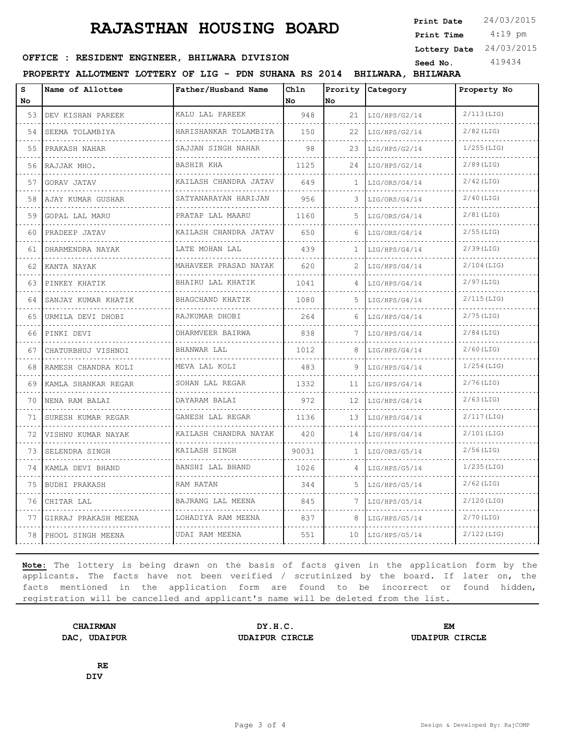# RAJASTHAN HOUSING BOARD

**Print Date** 24/03/2015
**Print Time** 4:19 pm
**Lottery Date** 24/03/2015
**Seed No.** 419434

**OFFICE : RESIDENT ENGINEER, BHILWARA DIVISION**

**PROPERTY ALLOTMENT LOTTERY OF LIG - PDN SUHANA RS 2014 BHILWARA, BHILWARA**

| S No | Name of Allottee | Father/Husband Name | Chln No | Prority No | Category | Property No |
|---|---|---|---|---|---|---|
| 53 | DEV KISHAN PAREEK | KALU LAL PAREEK | 948 | 21 | LIG/HPS/G2/14 | 2/113(LIG) |
| 54 | SEEMA TOLAMBIYA | HARISHANKAR TOLAMBIYA | 150 | 22 | LIG/HPS/G2/14 | 2/82(LIG) |
| 55 | PRAKASH NAHAR | SAJJAN SINGH NAHAR | 98 | 23 | LIG/HPS/G2/14 | 1/255(LIG) |
| 56 | RAJJAK MHO. | BASHIR KHA | 1125 | 24 | LIG/HPS/G2/14 | 2/89(LIG) |
| 57 | GORAV JATAV | KAILASH CHANDRA JATAV | 649 | 1 | LIG/ORS/G4/14 | 2/42(LIG) |
| 58 | AJAY KUMAR GUSHAR | SATYANARAYAN HARIJAN | 956 | 3 | LIG/ORS/G4/14 | 2/40(LIG) |
| 59 | GOPAL LAL MARU | PRATAP LAL MAARU | 1160 | 5 | LIG/ORS/G4/14 | 2/81(LIG) |
| 60 | PRADEEP JATAV | KAILASH CHANDRA JATAV | 650 | 6 | LIG/ORS/G4/14 | 2/55(LIG) |
| 61 | DHARMENDRA NAYAK | LATE MOHAN LAL | 439 | 1 | LIG/HPS/G4/14 | 2/39(LIG) |
| 62 | KANTA NAYAK | MAHAVEER PRASAD NAYAK | 620 | 2 | LIG/HPS/G4/14 | 2/104(LIG) |
| 63 | PINKEY KHATIK | BHAIRU LAL KHATIK | 1041 | 4 | LIG/HPS/G4/14 | 2/97(LIG) |
| 64 | SANJAY KUMAR KHATIK | BHAGCHAND KHATIK | 1080 | 5 | LIG/HPS/G4/14 | 2/115(LIG) |
| 65 | URMILA DEVI DHOBI | RAJKUMAR DHOBI | 264 | 6 | LIG/HPS/G4/14 | 2/75(LIG) |
| 66 | PINKI DEVI | DHARMVEER BAIRWA | 838 | 7 | LIG/HPS/G4/14 | 2/84(LIG) |
| 67 | CHATURBHUJ VISHNOI | BHANWAR LAL | 1012 | 8 | LIG/HPS/G4/14 | 2/60(LIG) |
| 68 | RAMESH CHANDRA KOLI | MEVA LAL KOLI | 483 | 9 | LIG/HPS/G4/14 | 1/254(LIG) |
| 69 | KAMLA SHANKAR REGAR | SOHAN LAL REGAR | 1332 | 11 | LIG/HPS/G4/14 | 2/76(LIG) |
| 70 | NENA RAM BALAI | DAYARAM BALAI | 972 | 12 | LIG/HPS/G4/14 | 2/63(LIG) |
| 71 | SURESH KUMAR REGAR | GANESH LAL REGAR | 1136 | 13 | LIG/HPS/G4/14 | 2/117(LIG) |
| 72 | VISHNU KUMAR NAYAK | KAILASH CHANDRA NAYAK | 420 | 14 | LIG/HPS/G4/14 | 2/101(LIG) |
| 73 | SELENDRA SINGH | KAILASH SINGH | 90031 | 1 | LIG/ORS/G5/14 | 2/56(LIG) |
| 74 | KAMLA DEVI BHAND | BANSHI LAL BHAND | 1026 | 4 | LIG/HPS/G5/14 | 1/235(LIG) |
| 75 | BUDHI PRAKASH | RAM RATAN | 344 | 5 | LIG/HPS/G5/14 | 2/62(LIG) |
| 76 | CHITAR LAL | BAJRANG LAL MEENA | 845 | 7 | LIG/HPS/G5/14 | 2/120(LIG) |
| 77 | GIRRAJ PRAKASH MEENA | LOHADIYA RAM MEENA | 837 | 8 | LIG/HPS/G5/14 | 2/70(LIG) |
| 78 | PHOOL SINGH MEENA | UDAI RAM MEENA | 551 | 10 | LIG/HPS/G5/14 | 2/122(LIG) |

**Note:** The lottery is being drawn on the basis of facts given in the application form by the applicants. The facts have not been verified / scrutinized by the board. If later on, the facts mentioned in the application form are found to be incorrect or found hidden, registration will be cancelled and applicant's name will be deleted from the list.

| **CHAIRMAN** | **DY.H.C.** | **EM** |
|---|---|---|
| **DAC, UDAIPUR** | **UDAIPUR CIRCLE** | **UDAIPUR CIRCLE** |

**RE**
**DIV**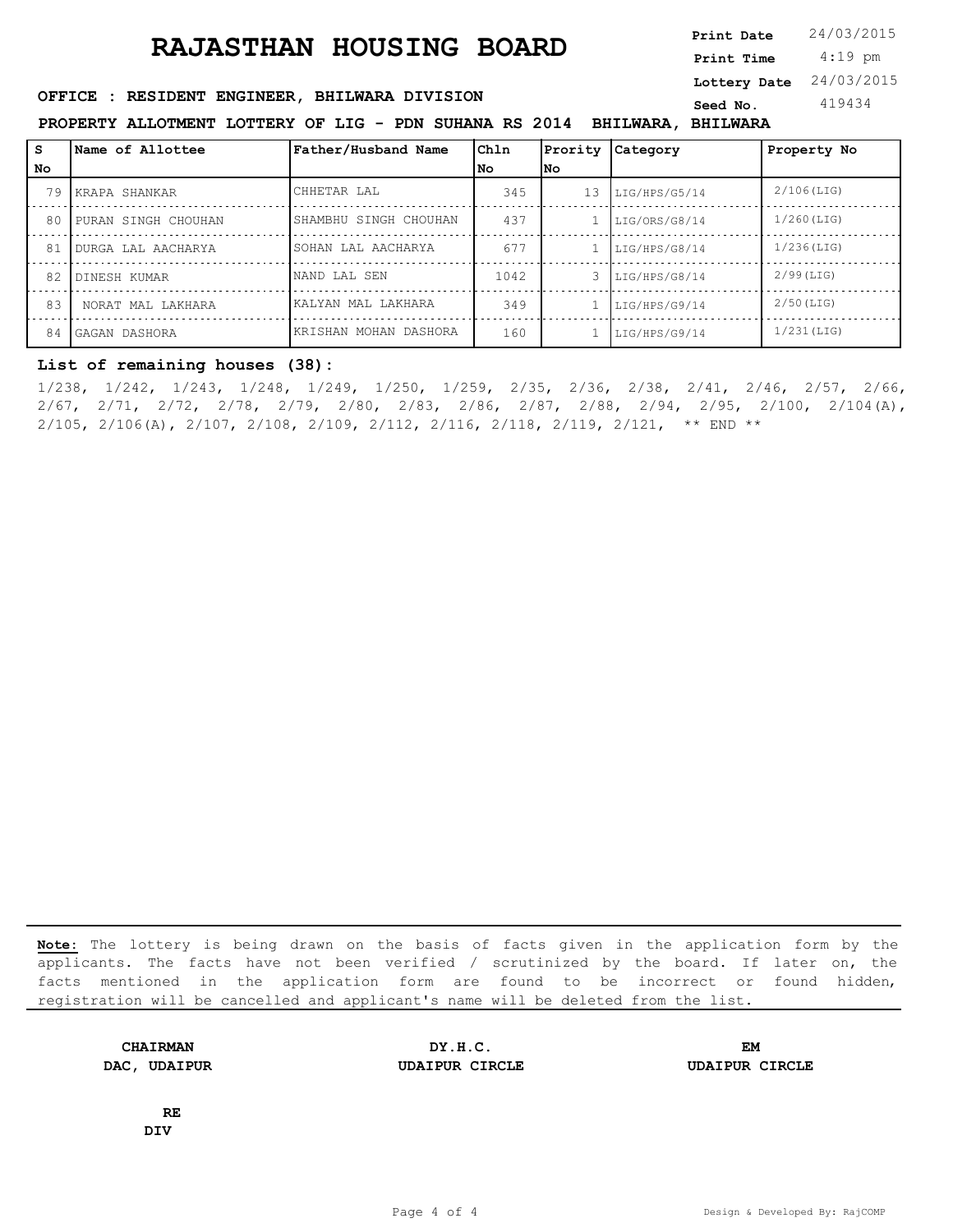# RAJASTHAN HOUSING BOARD

**Print Date** 24/03/2015
**Print Time** 4:19 pm
**Lottery Date** 24/03/2015
**Seed No.** 419434

**OFFICE : RESIDENT ENGINEER, BHILWARA DIVISION**

**PROPERTY ALLOTMENT LOTTERY OF LIG - PDN SUHANA RS 2014 BHILWARA, BHILWARA**

| S No | Name of Allottee | Father/Husband Name | Chln No | Prority No | Category | Property No |
|---|---|---|---|---|---|---|
| 79 | KRAPA SHANKAR | CHHETAR LAL | 345 | 13 | LIG/HPS/G5/14 | 2/106(LIG) |
| 80 | PURAN SINGH CHOUHAN | SHAMBHU SINGH CHOUHAN | 437 | 1 | LIG/ORS/G8/14 | 1/260(LIG) |
| 81 | DURGA LAL AACHARYA | SOHAN LAL AACHARYA | 677 | 1 | LIG/HPS/G8/14 | 1/236(LIG) |
| 82 | DINESH KUMAR | NAND LAL SEN | 1042 | 3 | LIG/HPS/G8/14 | 2/99(LIG) |
| 83 | NORAT MAL LAKHARA | KALYAN MAL LAKHARA | 349 | 1 | LIG/HPS/G9/14 | 2/50(LIG) |
| 84 | GAGAN DASHORA | KRISHAN MOHAN DASHORA | 160 | 1 | LIG/HPS/G9/14 | 1/231(LIG) |

**List of remaining houses (38):**

1/238, 1/242, 1/243, 1/248, 1/249, 1/250, 1/259, 2/35, 2/36, 2/38, 2/41, 2/46, 2/57, 2/66, 2/67, 2/71, 2/72, 2/78, 2/79, 2/80, 2/83, 2/86, 2/87, 2/88, 2/94, 2/95, 2/100, 2/104(A), 2/105, 2/106(A), 2/107, 2/108, 2/109, 2/112, 2/116, 2/118, 2/119, 2/121, ** END **

**Note:** The lottery is being drawn on the basis of facts given in the application form by the applicants. The facts have not been verified / scrutinized by the board. If later on, the facts mentioned in the application form are found to be incorrect or found hidden, registration will be cancelled and applicant's name will be deleted from the list.

**CHAIRMAN**
**DAC, UDAIPUR**

**DY.H.C.**
**UDAIPUR CIRCLE**

**EM**
**UDAIPUR CIRCLE**

**RE**
**DIV**

Design & Developed By: RajCOMP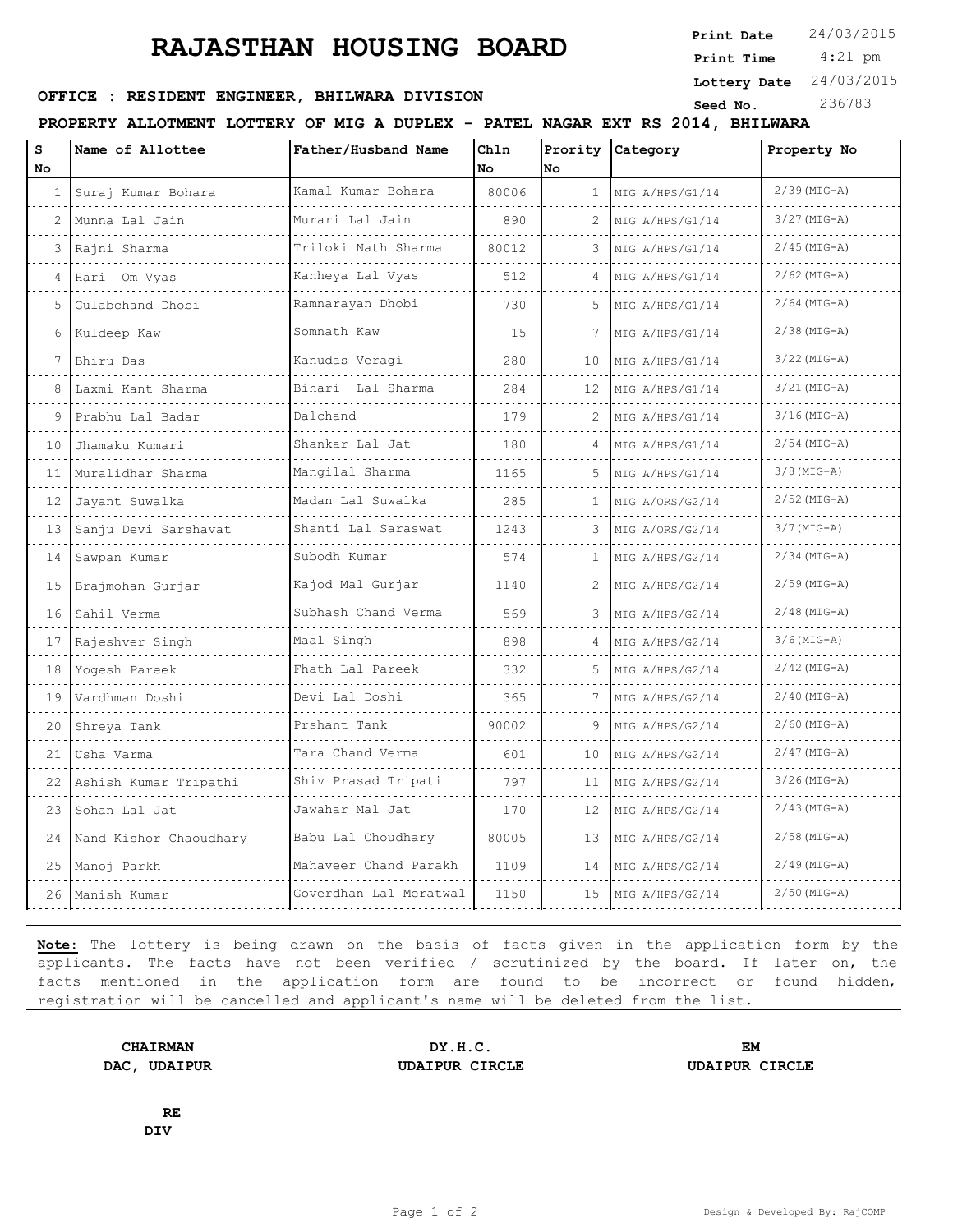# RAJASTHAN HOUSING BOARD

**Print Date** 24/03/2015
**Print Time** 4:21 pm
**Lottery Date** 24/03/2015
**Seed No.** 236783

**OFFICE : RESIDENT ENGINEER, BHILWARA DIVISION**

**PROPERTY ALLOTMENT LOTTERY OF MIG A DUPLEX - PATEL NAGAR EXT RS 2014, BHILWARA**

| S No | Name of Allottee | Father/Husband Name | Chln No | Prority No | Category | Property No |
|---|---|---|---|---|---|---|
| 1 | Suraj Kumar Bohara | Kamal Kumar Bohara | 80006 | 1 | MIG A/HPS/G1/14 | 2/39(MIG-A) |
| 2 | Munna Lal Jain | Murari Lal Jain | 890 | 2 | MIG A/HPS/G1/14 | 3/27(MIG-A) |
| 3 | Rajni Sharma | Triloki Nath Sharma | 80012 | 3 | MIG A/HPS/G1/14 | 2/45(MIG-A) |
| 4 | Hari Om Vyas | Kanheya Lal Vyas | 512 | 4 | MIG A/HPS/G1/14 | 2/62(MIG-A) |
| 5 | Gulabchand Dhobi | Ramnarayan Dhobi | 730 | 5 | MIG A/HPS/G1/14 | 2/64(MIG-A) |
| 6 | Kuldeep Kaw | Somnath Kaw | 15 | 7 | MIG A/HPS/G1/14 | 2/38(MIG-A) |
| 7 | Bhiru Das | Kanudas Veragi | 280 | 10 | MIG A/HPS/G1/14 | 3/22(MIG-A) |
| 8 | Laxmi Kant Sharma | Bihari Lal Sharma | 284 | 12 | MIG A/HPS/G1/14 | 3/21(MIG-A) |
| 9 | Prabhu Lal Badar | Dalchand | 179 | 2 | MIG A/HPS/G1/14 | 3/16(MIG-A) |
| 10 | Jhamaku Kumari | Shankar Lal Jat | 180 | 4 | MIG A/HPS/G1/14 | 2/54(MIG-A) |
| 11 | Muralidhar Sharma | Mangilal Sharma | 1165 | 5 | MIG A/HPS/G1/14 | 3/8(MIG-A) |
| 12 | Jayant Suwalka | Madan Lal Suwalka | 285 | 1 | MIG A/ORS/G2/14 | 2/52(MIG-A) |
| 13 | Sanju Devi Sarshavat | Shanti Lal Saraswat | 1243 | 3 | MIG A/ORS/G2/14 | 3/7(MIG-A) |
| 14 | Sawpan Kumar | Subodh Kumar | 574 | 1 | MIG A/HPS/G2/14 | 2/34(MIG-A) |
| 15 | Brajmohan Gurjar | Kajod Mal Gurjar | 1140 | 2 | MIG A/HPS/G2/14 | 2/59(MIG-A) |
| 16 | Sahil Verma | Subhash Chand Verma | 569 | 3 | MIG A/HPS/G2/14 | 2/48(MIG-A) |
| 17 | Rajeshver Singh | Maal Singh | 898 | 4 | MIG A/HPS/G2/14 | 3/6(MIG-A) |
| 18 | Yogesh Pareek | Fhath Lal Pareek | 332 | 5 | MIG A/HPS/G2/14 | 2/42(MIG-A) |
| 19 | Vardhman Doshi | Devi Lal Doshi | 365 | 7 | MIG A/HPS/G2/14 | 2/40(MIG-A) |
| 20 | Shreya Tank | Prshant Tank | 90002 | 9 | MIG A/HPS/G2/14 | 2/60(MIG-A) |
| 21 | Usha Varma | Tara Chand Verma | 601 | 10 | MIG A/HPS/G2/14 | 2/47(MIG-A) |
| 22 | Ashish Kumar Tripathi | Shiv Prasad Tripati | 797 | 11 | MIG A/HPS/G2/14 | 3/26(MIG-A) |
| 23 | Sohan Lal Jat | Jawahar Mal Jat | 170 | 12 | MIG A/HPS/G2/14 | 2/43(MIG-A) |
| 24 | Nand Kishor Chaoudhary | Babu Lal Choudhary | 80005 | 13 | MIG A/HPS/G2/14 | 2/58(MIG-A) |
| 25 | Manoj Parkh | Mahaveer Chand Parakh | 1109 | 14 | MIG A/HPS/G2/14 | 2/49(MIG-A) |
| 26 | Manish Kumar | Goverdhan Lal Meratwal | 1150 | 15 | MIG A/HPS/G2/14 | 2/50(MIG-A) |

**Note:** The lottery is being drawn on the basis of facts given in the application form by the applicants. The facts have not been verified / scrutinized by the board. If later on, the facts mentioned in the application form are found to be incorrect or found hidden, registration will be cancelled and applicant's name will be deleted from the list.

**CHAIRMAN**
**DAC, UDAIPUR**

**DY.H.C.**
**UDAIPUR CIRCLE**

**EM**
**UDAIPUR CIRCLE**

**RE**
**DIV**

Design & Developed By: RajCOMP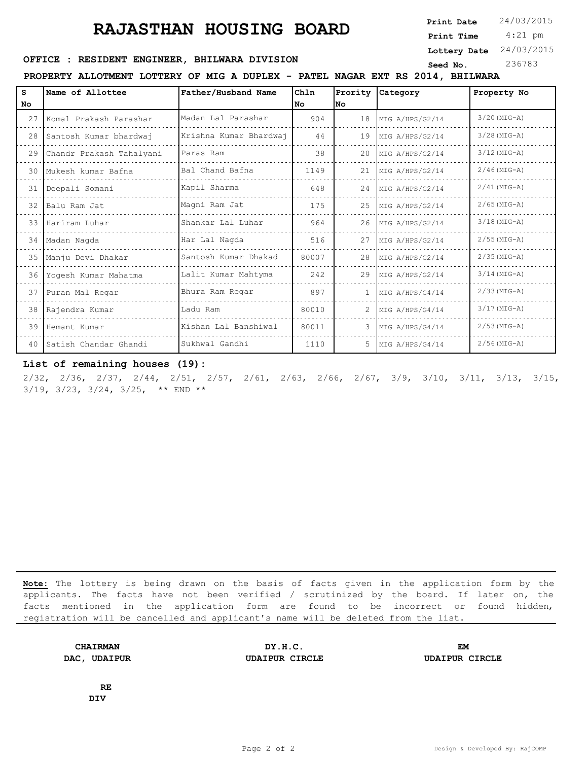# RAJASTHAN HOUSING BOARD

**Print Date** 24/03/2015
**Print Time** 4:21 pm
**Lottery Date** 24/03/2015
**Seed No.** 236783

**OFFICE : RESIDENT ENGINEER, BHILWARA DIVISION**

**PROPERTY ALLOTMENT LOTTERY OF MIG A DUPLEX - PATEL NAGAR EXT RS 2014, BHILWARA**

| S No | Name of Allottee | Father/Husband Name | Chln No | Prority No | Category | Property No |
|---|---|---|---|---|---|---|
| 27 | Komal Prakash Parashar | Madan Lal Parashar | 904 | 18 | MIG A/HPS/G2/14 | 3/20(MIG-A) |
| 28 | Santosh Kumar bhardwaj | Krishna Kumar Bhardwaj | 44 | 19 | MIG A/HPS/G2/14 | 3/28(MIG-A) |
| 29 | Chandr Prakash Tahalyani | Paras Ram | 38 | 20 | MIG A/HPS/G2/14 | 3/12(MIG-A) |
| 30 | Mukesh kumar Bafna | Bal Chand Bafna | 1149 | 21 | MIG A/HPS/G2/14 | 2/46(MIG-A) |
| 31 | Deepali Somani | Kapil Sharma | 648 | 24 | MIG A/HPS/G2/14 | 2/41(MIG-A) |
| 32 | Balu Ram Jat | Magni Ram Jat | 175 | 25 | MIG A/HPS/G2/14 | 2/65(MIG-A) |
| 33 | Hariram Luhar | Shankar Lal Luhar | 964 | 26 | MIG A/HPS/G2/14 | 3/18(MIG-A) |
| 34 | Madan Nagda | Har Lal Nagda | 516 | 27 | MIG A/HPS/G2/14 | 2/55(MIG-A) |
| 35 | Manju Devi Dhakar | Santosh Kumar Dhakad | 80007 | 28 | MIG A/HPS/G2/14 | 2/35(MIG-A) |
| 36 | Yogesh Kumar Mahatma | Lalit Kumar Mahtyma | 242 | 29 | MIG A/HPS/G2/14 | 3/14(MIG-A) |
| 37 | Puran Mal Regar | Bhura Ram Regar | 897 | 1 | MIG A/HPS/G4/14 | 2/33(MIG-A) |
| 38 | Rajendra Kumar | Ladu Ram | 80010 | 2 | MIG A/HPS/G4/14 | 3/17(MIG-A) |
| 39 | Hemant Kumar | Kishan Lal Banshiwal | 80011 | 3 | MIG A/HPS/G4/14 | 2/53(MIG-A) |
| 40 | Satish Chandar Ghandi | Sukhwal Gandhi | 1110 | 5 | MIG A/HPS/G4/14 | 2/56(MIG-A) |

**List of remaining houses (19):**

2/32, 2/36, 2/37, 2/44, 2/51, 2/57, 2/61, 2/63, 2/66, 2/67, 3/9, 3/10, 3/11, 3/13, 3/15, 3/19, 3/23, 3/24, 3/25, ** END **

**Note:** The lottery is being drawn on the basis of facts given in the application form by the applicants. The facts have not been verified / scrutinized by the board. If later on, the facts mentioned in the application form are found to be incorrect or found hidden, registration will be cancelled and applicant's name will be deleted from the list.

**CHAIRMAN**
**DAC, UDAIPUR**

**DY.H.C.**
**UDAIPUR CIRCLE**

**EM**
**UDAIPUR CIRCLE**

**RE**
**DIV**

Design & Developed By: RajCOMP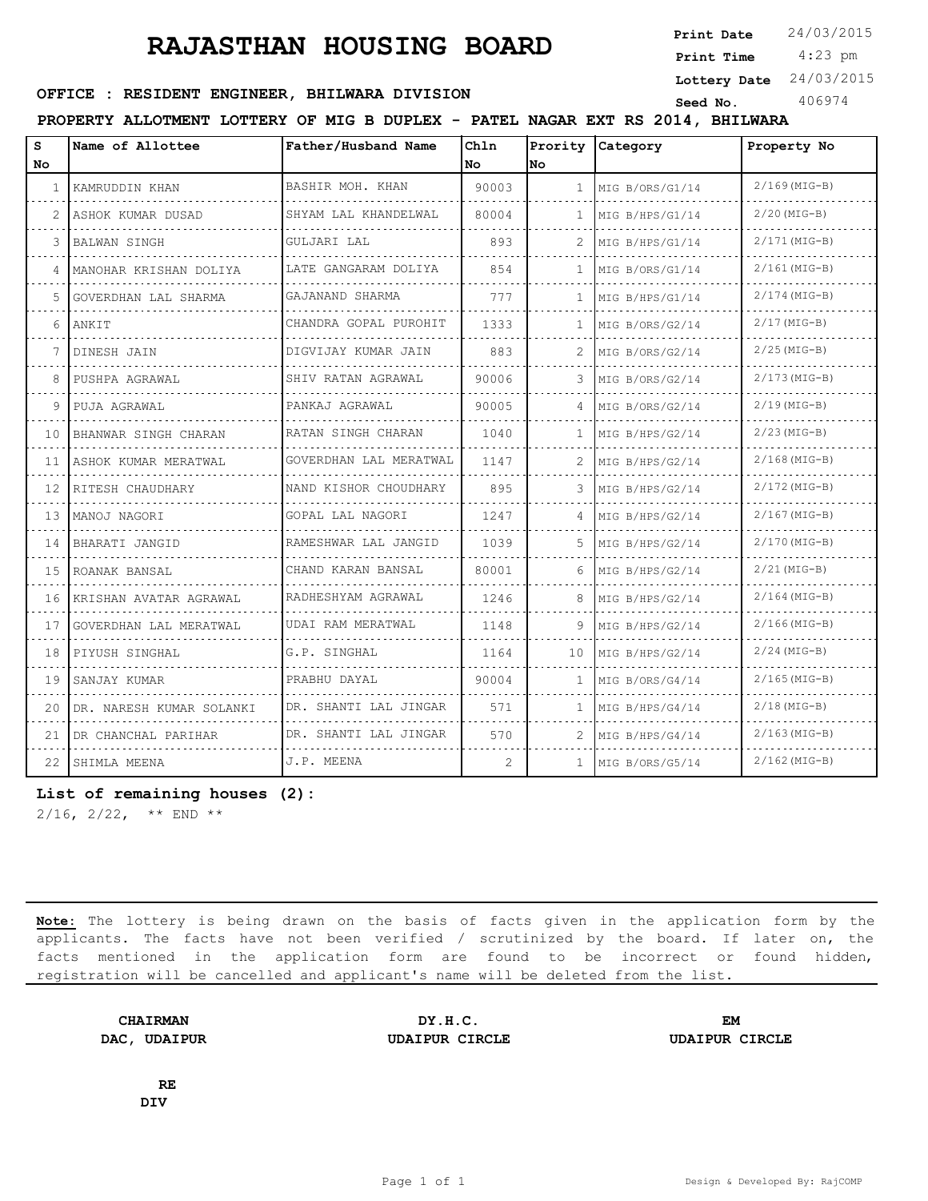# RAJASTHAN HOUSING BOARD

**Print Date** 24/03/2015
**Print Time** 4:23 pm
**Lottery Date** 24/03/2015
**Seed No.** 406974

**OFFICE : RESIDENT ENGINEER, BHILWARA DIVISION**

**PROPERTY ALLOTMENT LOTTERY OF MIG B DUPLEX - PATEL NAGAR EXT RS 2014, BHILWARA**

| S No | Name of Allottee | Father/Husband Name | Chln No | Prority No | Category | Property No |
|---|---|---|---|---|---|---|
| 1 | KAMRUDDIN KHAN | BASHIR MOH. KHAN | 90003 | 1 | MIG B/ORS/G1/14 | 2/169(MIG-B) |
| 2 | ASHOK KUMAR DUSAD | SHYAM LAL KHANDELWAL | 80004 | 1 | MIG B/HPS/G1/14 | 2/20(MIG-B) |
| 3 | BALWAN SINGH | GULJARI LAL | 893 | 2 | MIG B/HPS/G1/14 | 2/171(MIG-B) |
| 4 | MANOHAR KRISHAN DOLIYA | LATE GANGARAM DOLIYA | 854 | 1 | MIG B/ORS/G1/14 | 2/161(MIG-B) |
| 5 | GOVERDHAN LAL SHARMA | GAJANAND SHARMA | 777 | 1 | MIG B/HPS/G1/14 | 2/174(MIG-B) |
| 6 | ANKIT | CHANDRA GOPAL PUROHIT | 1333 | 1 | MIG B/ORS/G2/14 | 2/17(MIG-B) |
| 7 | DINESH JAIN | DIGVIJAY KUMAR JAIN | 883 | 2 | MIG B/ORS/G2/14 | 2/25(MIG-B) |
| 8 | PUSHPA AGRAWAL | SHIV RATAN AGRAWAL | 90006 | 3 | MIG B/ORS/G2/14 | 2/173(MIG-B) |
| 9 | PUJA AGRAWAL | PANKAJ AGRAWAL | 90005 | 4 | MIG B/ORS/G2/14 | 2/19(MIG-B) |
| 10 | BHANWAR SINGH CHARAN | RATAN SINGH CHARAN | 1040 | 1 | MIG B/HPS/G2/14 | 2/23(MIG-B) |
| 11 | ASHOK KUMAR MERATWAL | GOVERDHAN LAL MERATWAL | 1147 | 2 | MIG B/HPS/G2/14 | 2/168(MIG-B) |
| 12 | RITESH CHAUDHARY | NAND KISHOR CHOUDHARY | 895 | 3 | MIG B/HPS/G2/14 | 2/172(MIG-B) |
| 13 | MANOJ NAGORI | GOPAL LAL NAGORI | 1247 | 4 | MIG B/HPS/G2/14 | 2/167(MIG-B) |
| 14 | BHARATI JANGID | RAMESHWAR LAL JANGID | 1039 | 5 | MIG B/HPS/G2/14 | 2/170(MIG-B) |
| 15 | ROANAK BANSAL | CHAND KARAN BANSAL | 80001 | 6 | MIG B/HPS/G2/14 | 2/21(MIG-B) |
| 16 | KRISHAN AVATAR AGRAWAL | RADHESHYAM AGRAWAL | 1246 | 8 | MIG B/HPS/G2/14 | 2/164(MIG-B) |
| 17 | GOVERDHAN LAL MERATWAL | UDAI RAM MERATWAL | 1148 | 9 | MIG B/HPS/G2/14 | 2/166(MIG-B) |
| 18 | PIYUSH SINGHAL | G.P. SINGHAL | 1164 | 10 | MIG B/HPS/G2/14 | 2/24(MIG-B) |
| 19 | SANJAY KUMAR | PRABHU DAYAL | 90004 | 1 | MIG B/ORS/G4/14 | 2/165(MIG-B) |
| 20 | DR. NARESH KUMAR SOLANKI | DR. SHANTI LAL JINGAR | 571 | 1 | MIG B/HPS/G4/14 | 2/18(MIG-B) |
| 21 | DR CHANCHAL PARIHAR | DR. SHANTI LAL JINGAR | 570 | 2 | MIG B/HPS/G4/14 | 2/163(MIG-B) |
| 22 | SHIMLA MEENA | J.P. MEENA | 2 | 1 | MIG B/ORS/G5/14 | 2/162(MIG-B) |

**List of remaining houses (2):**

2/16, 2/22, ** END **

**Note:** The lottery is being drawn on the basis of facts given in the application form by the applicants. The facts have not been verified / scrutinized by the board. If later on, the facts mentioned in the application form are found to be incorrect or found hidden, registration will be cancelled and applicant's name will be deleted from the list.

**CHAIRMAN**
**DAC, UDAIPUR**

**DY.H.C.**
**UDAIPUR CIRCLE**

**EM**
**UDAIPUR CIRCLE**

**RE**
**DIV**

Design & Developed By: RajCOMP